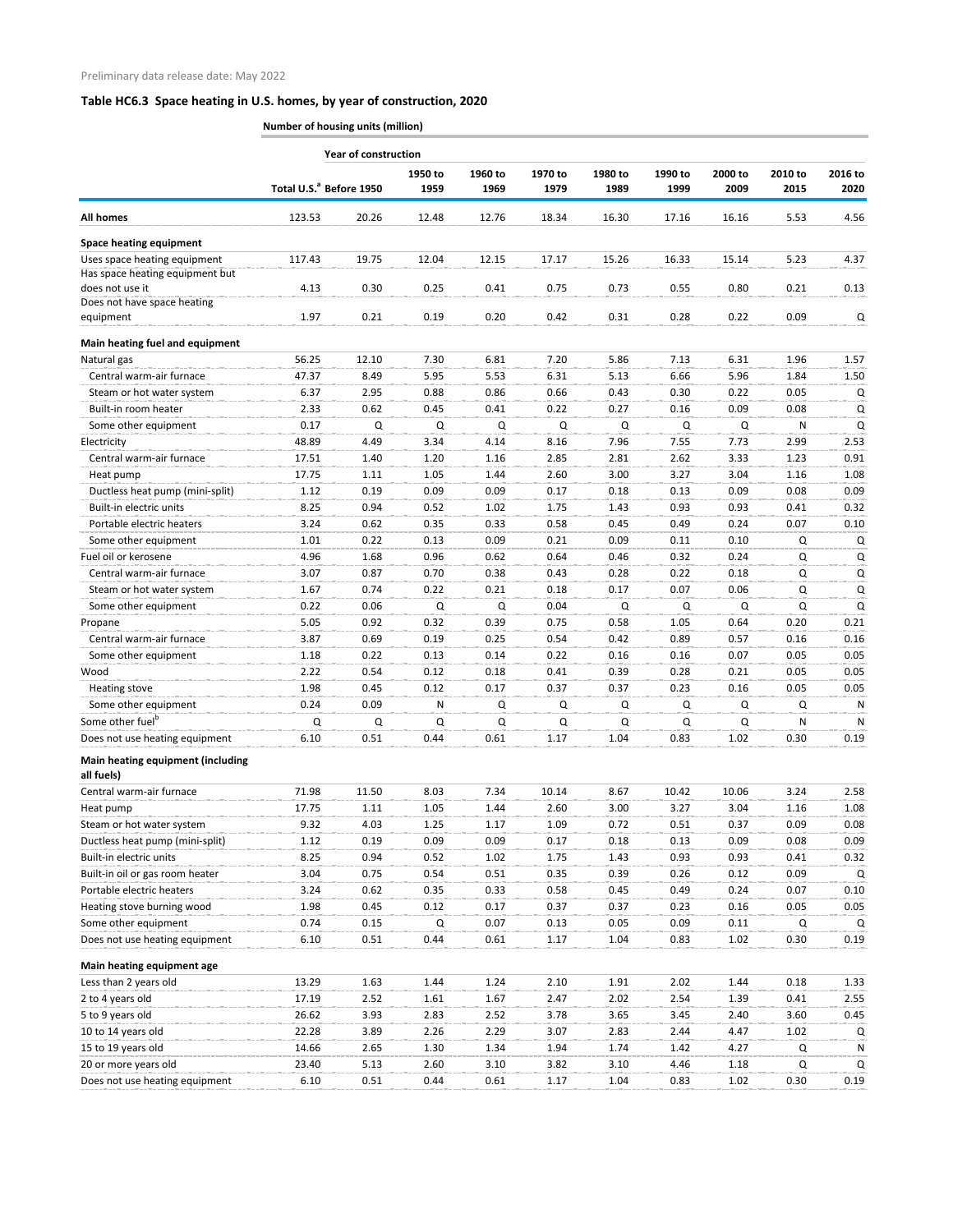Preliminary data release date: May 2022

## Table HC6.3 Space heating in U.S. homes, by year of construction, 2020

| | Number of housing units (million) | | | | | | | | | |
|---|---|---|---|---|---|---|---|---|---|---|
| | | Year of construction | | | | | | | | |
| | Total U.S.[a] | Before 1950 | 1950 to 1959 | 1960 to 1969 | 1970 to 1979 | 1980 to 1989 | 1990 to 1999 | 2000 to 2009 | 2010 to 2015 | 2016 to 2020 |
| **All homes** | 123.53 | 20.26 | 12.48 | 12.76 | 18.34 | 16.30 | 17.16 | 16.16 | 5.53 | 4.56 |
| **Space heating equipment** | | | | | | | | | | |
| Uses space heating equipment | 117.43 | 19.75 | 12.04 | 12.15 | 17.17 | 15.26 | 16.33 | 15.14 | 5.23 | 4.37 |
| Has space heating equipment but does not use it | 4.13 | 0.30 | 0.25 | 0.41 | 0.75 | 0.73 | 0.55 | 0.80 | 0.21 | 0.13 |
| Does not have space heating equipment | 1.97 | 0.21 | 0.19 | 0.20 | 0.42 | 0.31 | 0.28 | 0.22 | 0.09 | Q |
| **Main heating fuel and equipment** | | | | | | | | | | |
| Natural gas | 56.25 | 12.10 | 7.30 | 6.81 | 7.20 | 5.86 | 7.13 | 6.31 | 1.96 | 1.57 |
| Central warm-air furnace | 47.37 | 8.49 | 5.95 | 5.53 | 6.31 | 5.13 | 6.66 | 5.96 | 1.84 | 1.50 |
| Steam or hot water system | 6.37 | 2.95 | 0.88 | 0.86 | 0.66 | 0.43 | 0.30 | 0.22 | 0.05 | Q |
| Built-in room heater | 2.33 | 0.62 | 0.45 | 0.41 | 0.22 | 0.27 | 0.16 | 0.09 | 0.08 | Q |
| Some other equipment | 0.17 | Q | Q | Q | Q | Q | Q | Q | N | Q |
| Electricity | 48.89 | 4.49 | 3.34 | 4.14 | 8.16 | 7.96 | 7.55 | 7.73 | 2.99 | 2.53 |
| Central warm-air furnace | 17.51 | 1.40 | 1.20 | 1.16 | 2.85 | 2.81 | 2.62 | 3.33 | 1.23 | 0.91 |
| Heat pump | 17.75 | 1.11 | 1.05 | 1.44 | 2.60 | 3.00 | 3.27 | 3.04 | 1.16 | 1.08 |
| Ductless heat pump (mini-split) | 1.12 | 0.19 | 0.09 | 0.09 | 0.17 | 0.18 | 0.13 | 0.09 | 0.08 | 0.09 |
| Built-in electric units | 8.25 | 0.94 | 0.52 | 1.02 | 1.75 | 1.43 | 0.93 | 0.93 | 0.41 | 0.32 |
| Portable electric heaters | 3.24 | 0.62 | 0.35 | 0.33 | 0.58 | 0.45 | 0.49 | 0.24 | 0.07 | 0.10 |
| Some other equipment | 1.01 | 0.22 | 0.13 | 0.09 | 0.21 | 0.09 | 0.11 | 0.10 | Q | Q |
| Fuel oil or kerosene | 4.96 | 1.68 | 0.96 | 0.62 | 0.64 | 0.46 | 0.32 | 0.24 | Q | Q |
| Central warm-air furnace | 3.07 | 0.87 | 0.70 | 0.38 | 0.43 | 0.28 | 0.22 | 0.18 | Q | Q |
| Steam or hot water system | 1.67 | 0.74 | 0.22 | 0.21 | 0.18 | 0.17 | 0.07 | 0.06 | Q | Q |
| Some other equipment | 0.22 | 0.06 | Q | Q | 0.04 | Q | Q | Q | Q | Q |
| Propane | 5.05 | 0.92 | 0.32 | 0.39 | 0.75 | 0.58 | 1.05 | 0.64 | 0.20 | 0.21 |
| Central warm-air furnace | 3.87 | 0.69 | 0.19 | 0.25 | 0.54 | 0.42 | 0.89 | 0.57 | 0.16 | 0.16 |
| Some other equipment | 1.18 | 0.22 | 0.13 | 0.14 | 0.22 | 0.16 | 0.16 | 0.07 | 0.05 | 0.05 |
| Wood | 2.22 | 0.54 | 0.12 | 0.18 | 0.41 | 0.39 | 0.28 | 0.21 | 0.05 | 0.05 |
| Heating stove | 1.98 | 0.45 | 0.12 | 0.17 | 0.37 | 0.37 | 0.23 | 0.16 | 0.05 | 0.05 |
| Some other equipment | 0.24 | 0.09 | N | Q | Q | Q | Q | Q | Q | N |
| Some other fuel[b] | Q | Q | Q | Q | Q | Q | Q | Q | N | N |
| Does not use heating equipment | 6.10 | 0.51 | 0.44 | 0.61 | 1.17 | 1.04 | 0.83 | 1.02 | 0.30 | 0.19 |
| **Main heating equipment (including all fuels)** | | | | | | | | | | |
| Central warm-air furnace | 71.98 | 11.50 | 8.03 | 7.34 | 10.14 | 8.67 | 10.42 | 10.06 | 3.24 | 2.58 |
| Heat pump | 17.75 | 1.11 | 1.05 | 1.44 | 2.60 | 3.00 | 3.27 | 3.04 | 1.16 | 1.08 |
| Steam or hot water system | 9.32 | 4.03 | 1.25 | 1.17 | 1.09 | 0.72 | 0.51 | 0.37 | 0.09 | 0.08 |
| Ductless heat pump (mini-split) | 1.12 | 0.19 | 0.09 | 0.09 | 0.17 | 0.18 | 0.13 | 0.09 | 0.08 | 0.09 |
| Built-in electric units | 8.25 | 0.94 | 0.52 | 1.02 | 1.75 | 1.43 | 0.93 | 0.93 | 0.41 | 0.32 |
| Built-in oil or gas room heater | 3.04 | 0.75 | 0.54 | 0.51 | 0.35 | 0.39 | 0.26 | 0.12 | 0.09 | Q |
| Portable electric heaters | 3.24 | 0.62 | 0.35 | 0.33 | 0.58 | 0.45 | 0.49 | 0.24 | 0.07 | 0.10 |
| Heating stove burning wood | 1.98 | 0.45 | 0.12 | 0.17 | 0.37 | 0.37 | 0.23 | 0.16 | 0.05 | 0.05 |
| Some other equipment | 0.74 | 0.15 | Q | 0.07 | 0.13 | 0.05 | 0.09 | 0.11 | Q | Q |
| Does not use heating equipment | 6.10 | 0.51 | 0.44 | 0.61 | 1.17 | 1.04 | 0.83 | 1.02 | 0.30 | 0.19 |
| **Main heating equipment age** | | | | | | | | | | |
| Less than 2 years old | 13.29 | 1.63 | 1.44 | 1.24 | 2.10 | 1.91 | 2.02 | 1.44 | 0.18 | 1.33 |
| 2 to 4 years old | 17.19 | 2.52 | 1.61 | 1.67 | 2.47 | 2.02 | 2.54 | 1.39 | 0.41 | 2.55 |
| 5 to 9 years old | 26.62 | 3.93 | 2.83 | 2.52 | 3.78 | 3.65 | 3.45 | 2.40 | 3.60 | 0.45 |
| 10 to 14 years old | 22.28 | 3.89 | 2.26 | 2.29 | 3.07 | 2.83 | 2.44 | 4.47 | 1.02 | Q |
| 15 to 19 years old | 14.66 | 2.65 | 1.30 | 1.34 | 1.94 | 1.74 | 1.42 | 4.27 | Q | N |
| 20 or more years old | 23.40 | 5.13 | 2.60 | 3.10 | 3.82 | 3.10 | 4.46 | 1.18 | Q | Q |
| Does not use heating equipment | 6.10 | 0.51 | 0.44 | 0.61 | 1.17 | 1.04 | 0.83 | 1.02 | 0.30 | 0.19 |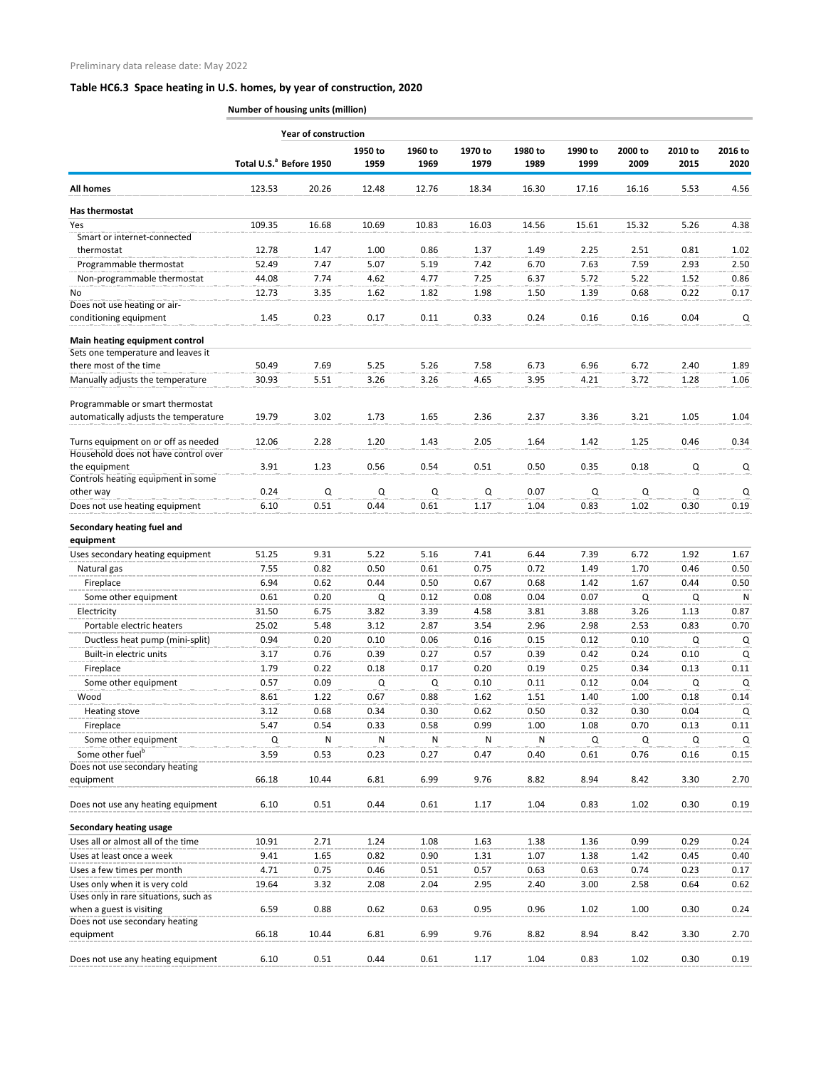Preliminary data release date: May 2022

## Table HC6.3 Space heating in U.S. homes, by year of construction, 2020

Number of housing units (million)

| | Total U.S.[a] | Year of construction | | | | | | | | |
|---|---|---|---|---|---|---|---|---|---|---|
| | | Before 1950 | 1950 to 1959 | 1960 to 1969 | 1970 to 1979 | 1980 to 1989 | 1990 to 1999 | 2000 to 2009 | 2010 to 2015 | 2016 to 2020 |
| **All homes** | 123.53 | 20.26 | 12.48 | 12.76 | 18.34 | 16.30 | 17.16 | 16.16 | 5.53 | 4.56 |
| **Has thermostat** | | | | | | | | | | |
| Yes | 109.35 | 16.68 | 10.69 | 10.83 | 16.03 | 14.56 | 15.61 | 15.32 | 5.26 | 4.38 |
| Smart or internet-connected thermostat | 12.78 | 1.47 | 1.00 | 0.86 | 1.37 | 1.49 | 2.25 | 2.51 | 0.81 | 1.02 |
| Programmable thermostat | 52.49 | 7.47 | 5.07 | 5.19 | 7.42 | 6.70 | 7.63 | 7.59 | 2.93 | 2.50 |
| Non-programmable thermostat | 44.08 | 7.74 | 4.62 | 4.77 | 7.25 | 6.37 | 5.72 | 5.22 | 1.52 | 0.86 |
| No | 12.73 | 3.35 | 1.62 | 1.82 | 1.98 | 1.50 | 1.39 | 0.68 | 0.22 | 0.17 |
| Does not use heating or air-conditioning equipment | 1.45 | 0.23 | 0.17 | 0.11 | 0.33 | 0.24 | 0.16 | 0.16 | 0.04 | Q |
| **Main heating equipment control** | | | | | | | | | | |
| Sets one temperature and leaves it there most of the time | 50.49 | 7.69 | 5.25 | 5.26 | 7.58 | 6.73 | 6.96 | 6.72 | 2.40 | 1.89 |
| Manually adjusts the temperature | 30.93 | 5.51 | 3.26 | 3.26 | 4.65 | 3.95 | 4.21 | 3.72 | 1.28 | 1.06 |
| Programmable or smart thermostat automatically adjusts the temperature | 19.79 | 3.02 | 1.73 | 1.65 | 2.36 | 2.37 | 3.36 | 3.21 | 1.05 | 1.04 |
| Turns equipment on or off as needed | 12.06 | 2.28 | 1.20 | 1.43 | 2.05 | 1.64 | 1.42 | 1.25 | 0.46 | 0.34 |
| Household does not have control over the equipment | 3.91 | 1.23 | 0.56 | 0.54 | 0.51 | 0.50 | 0.35 | 0.18 | Q | Q |
| Controls heating equipment in some other way | 0.24 | Q | Q | Q | Q | 0.07 | Q | Q | Q | Q |
| Does not use heating equipment | 6.10 | 0.51 | 0.44 | 0.61 | 1.17 | 1.04 | 0.83 | 1.02 | 0.30 | 0.19 |
| **Secondary heating fuel and equipment** | | | | | | | | | | |
| Uses secondary heating equipment | 51.25 | 9.31 | 5.22 | 5.16 | 7.41 | 6.44 | 7.39 | 6.72 | 1.92 | 1.67 |
| Natural gas | 7.55 | 0.82 | 0.50 | 0.61 | 0.75 | 0.72 | 1.49 | 1.70 | 0.46 | 0.50 |
| Fireplace | 6.94 | 0.62 | 0.44 | 0.50 | 0.67 | 0.68 | 1.42 | 1.67 | 0.44 | 0.50 |
| Some other equipment | 0.61 | 0.20 | Q | 0.12 | 0.08 | 0.04 | 0.07 | Q | Q | N |
| Electricity | 31.50 | 6.75 | 3.82 | 3.39 | 4.58 | 3.81 | 3.88 | 3.26 | 1.13 | 0.87 |
| Portable electric heaters | 25.02 | 5.48 | 3.12 | 2.87 | 3.54 | 2.96 | 2.98 | 2.53 | 0.83 | 0.70 |
| Ductless heat pump (mini-split) | 0.94 | 0.20 | 0.10 | 0.06 | 0.16 | 0.15 | 0.12 | 0.10 | Q | Q |
| Built-in electric units | 3.17 | 0.76 | 0.39 | 0.27 | 0.57 | 0.39 | 0.42 | 0.24 | 0.10 | Q |
| Fireplace | 1.79 | 0.22 | 0.18 | 0.17 | 0.20 | 0.19 | 0.25 | 0.34 | 0.13 | 0.11 |
| Some other equipment | 0.57 | 0.09 | Q | Q | 0.10 | 0.11 | 0.12 | 0.04 | Q | Q |
| Wood | 8.61 | 1.22 | 0.67 | 0.88 | 1.62 | 1.51 | 1.40 | 1.00 | 0.18 | 0.14 |
| Heating stove | 3.12 | 0.68 | 0.34 | 0.30 | 0.62 | 0.50 | 0.32 | 0.30 | 0.04 | Q |
| Fireplace | 5.47 | 0.54 | 0.33 | 0.58 | 0.99 | 1.00 | 1.08 | 0.70 | 0.13 | 0.11 |
| Some other equipment | Q | N | N | N | N | N | Q | Q | Q | Q |
| Some other fuel[b] | 3.59 | 0.53 | 0.23 | 0.27 | 0.47 | 0.40 | 0.61 | 0.76 | 0.16 | 0.15 |
| Does not use secondary heating equipment | 66.18 | 10.44 | 6.81 | 6.99 | 9.76 | 8.82 | 8.94 | 8.42 | 3.30 | 2.70 |
| Does not use any heating equipment | 6.10 | 0.51 | 0.44 | 0.61 | 1.17 | 1.04 | 0.83 | 1.02 | 0.30 | 0.19 |
| **Secondary heating usage** | | | | | | | | | | |
| Uses all or almost all of the time | 10.91 | 2.71 | 1.24 | 1.08 | 1.63 | 1.38 | 1.36 | 0.99 | 0.29 | 0.24 |
| Uses at least once a week | 9.41 | 1.65 | 0.82 | 0.90 | 1.31 | 1.07 | 1.38 | 1.42 | 0.45 | 0.40 |
| Uses a few times per month | 4.71 | 0.75 | 0.46 | 0.51 | 0.57 | 0.63 | 0.63 | 0.74 | 0.23 | 0.17 |
| Uses only when it is very cold | 19.64 | 3.32 | 2.08 | 2.04 | 2.95 | 2.40 | 3.00 | 2.58 | 0.64 | 0.62 |
| Uses only in rare situations, such as when a guest is visiting | 6.59 | 0.88 | 0.62 | 0.63 | 0.95 | 0.96 | 1.02 | 1.00 | 0.30 | 0.24 |
| Does not use secondary heating equipment | 66.18 | 10.44 | 6.81 | 6.99 | 9.76 | 8.82 | 8.94 | 8.42 | 3.30 | 2.70 |
| Does not use any heating equipment | 6.10 | 0.51 | 0.44 | 0.61 | 1.17 | 1.04 | 0.83 | 1.02 | 0.30 | 0.19 |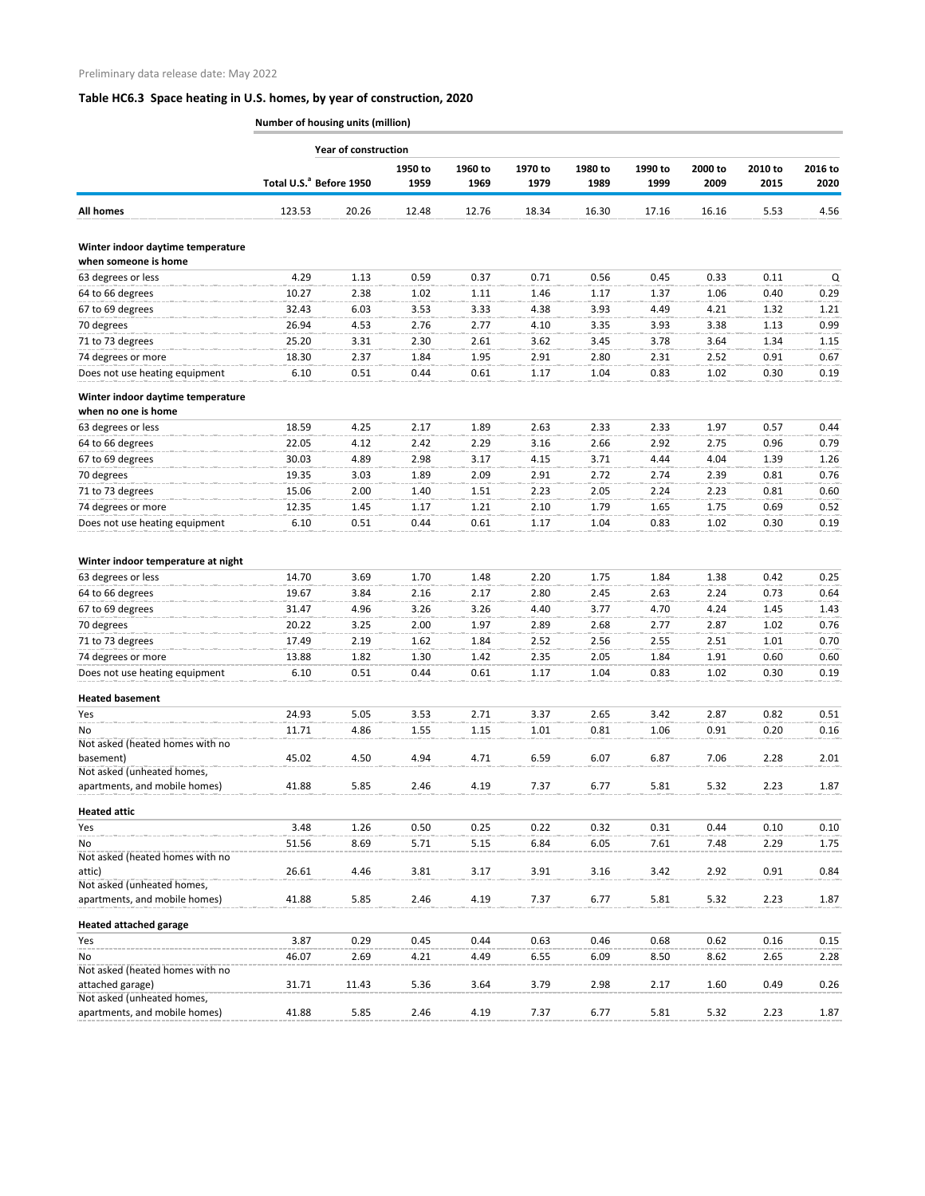Preliminary data release date: May 2022

## Table HC6.3 Space heating in U.S. homes, by year of construction, 2020

Number of housing units (million)

| | | Year of construction | | | | | | | | |
|---|---|---|---|---|---|---|---|---|---|---|
| | Total U.S.[a] | Before 1950 | 1950 to 1959 | 1960 to 1969 | 1970 to 1979 | 1980 to 1989 | 1990 to 1999 | 2000 to 2009 | 2010 to 2015 | 2016 to 2020 |
| **All homes** | 123.53 | 20.26 | 12.48 | 12.76 | 18.34 | 16.30 | 17.16 | 16.16 | 5.53 | 4.56 |
| **Winter indoor daytime temperature when someone is home** | | | | | | | | | | |
| 63 degrees or less | 4.29 | 1.13 | 0.59 | 0.37 | 0.71 | 0.56 | 0.45 | 0.33 | 0.11 | Q |
| 64 to 66 degrees | 10.27 | 2.38 | 1.02 | 1.11 | 1.46 | 1.17 | 1.37 | 1.06 | 0.40 | 0.29 |
| 67 to 69 degrees | 32.43 | 6.03 | 3.53 | 3.33 | 4.38 | 3.93 | 4.49 | 4.21 | 1.32 | 1.21 |
| 70 degrees | 26.94 | 4.53 | 2.76 | 2.77 | 4.10 | 3.35 | 3.93 | 3.38 | 1.13 | 0.99 |
| 71 to 73 degrees | 25.20 | 3.31 | 2.30 | 2.61 | 3.62 | 3.45 | 3.78 | 3.64 | 1.34 | 1.15 |
| 74 degrees or more | 18.30 | 2.37 | 1.84 | 1.95 | 2.91 | 2.80 | 2.31 | 2.52 | 0.91 | 0.67 |
| Does not use heating equipment | 6.10 | 0.51 | 0.44 | 0.61 | 1.17 | 1.04 | 0.83 | 1.02 | 0.30 | 0.19 |
| **Winter indoor daytime temperature when no one is home** | | | | | | | | | | |
| 63 degrees or less | 18.59 | 4.25 | 2.17 | 1.89 | 2.63 | 2.33 | 2.33 | 1.97 | 0.57 | 0.44 |
| 64 to 66 degrees | 22.05 | 4.12 | 2.42 | 2.29 | 3.16 | 2.66 | 2.92 | 2.75 | 0.96 | 0.79 |
| 67 to 69 degrees | 30.03 | 4.89 | 2.98 | 3.17 | 4.15 | 3.71 | 4.44 | 4.04 | 1.39 | 1.26 |
| 70 degrees | 19.35 | 3.03 | 1.89 | 2.09 | 2.91 | 2.72 | 2.74 | 2.39 | 0.81 | 0.76 |
| 71 to 73 degrees | 15.06 | 2.00 | 1.40 | 1.51 | 2.23 | 2.05 | 2.24 | 2.23 | 0.81 | 0.60 |
| 74 degrees or more | 12.35 | 1.45 | 1.17 | 1.21 | 2.10 | 1.79 | 1.65 | 1.75 | 0.69 | 0.52 |
| Does not use heating equipment | 6.10 | 0.51 | 0.44 | 0.61 | 1.17 | 1.04 | 0.83 | 1.02 | 0.30 | 0.19 |
| **Winter indoor temperature at night** | | | | | | | | | | |
| 63 degrees or less | 14.70 | 3.69 | 1.70 | 1.48 | 2.20 | 1.75 | 1.84 | 1.38 | 0.42 | 0.25 |
| 64 to 66 degrees | 19.67 | 3.84 | 2.16 | 2.17 | 2.80 | 2.45 | 2.63 | 2.24 | 0.73 | 0.64 |
| 67 to 69 degrees | 31.47 | 4.96 | 3.26 | 3.26 | 4.40 | 3.77 | 4.70 | 4.24 | 1.45 | 1.43 |
| 70 degrees | 20.22 | 3.25 | 2.00 | 1.97 | 2.89 | 2.68 | 2.77 | 2.87 | 1.02 | 0.76 |
| 71 to 73 degrees | 17.49 | 2.19 | 1.62 | 1.84 | 2.52 | 2.56 | 2.55 | 2.51 | 1.01 | 0.70 |
| 74 degrees or more | 13.88 | 1.82 | 1.30 | 1.42 | 2.35 | 2.05 | 1.84 | 1.91 | 0.60 | 0.60 |
| Does not use heating equipment | 6.10 | 0.51 | 0.44 | 0.61 | 1.17 | 1.04 | 0.83 | 1.02 | 0.30 | 0.19 |
| **Heated basement** | | | | | | | | | | |
| Yes | 24.93 | 5.05 | 3.53 | 2.71 | 3.37 | 2.65 | 3.42 | 2.87 | 0.82 | 0.51 |
| No | 11.71 | 4.86 | 1.55 | 1.15 | 1.01 | 0.81 | 1.06 | 0.91 | 0.20 | 0.16 |
| Not asked (heated homes with no basement) | 45.02 | 4.50 | 4.94 | 4.71 | 6.59 | 6.07 | 6.87 | 7.06 | 2.28 | 2.01 |
| Not asked (unheated homes, apartments, and mobile homes) | 41.88 | 5.85 | 2.46 | 4.19 | 7.37 | 6.77 | 5.81 | 5.32 | 2.23 | 1.87 |
| **Heated attic** | | | | | | | | | | |
| Yes | 3.48 | 1.26 | 0.50 | 0.25 | 0.22 | 0.32 | 0.31 | 0.44 | 0.10 | 0.10 |
| No | 51.56 | 8.69 | 5.71 | 5.15 | 6.84 | 6.05 | 7.61 | 7.48 | 2.29 | 1.75 |
| Not asked (heated homes with no attic) | 26.61 | 4.46 | 3.81 | 3.17 | 3.91 | 3.16 | 3.42 | 2.92 | 0.91 | 0.84 |
| Not asked (unheated homes, apartments, and mobile homes) | 41.88 | 5.85 | 2.46 | 4.19 | 7.37 | 6.77 | 5.81 | 5.32 | 2.23 | 1.87 |
| **Heated attached garage** | | | | | | | | | | |
| Yes | 3.87 | 0.29 | 0.45 | 0.44 | 0.63 | 0.46 | 0.68 | 0.62 | 0.16 | 0.15 |
| No | 46.07 | 2.69 | 4.21 | 4.49 | 6.55 | 6.09 | 8.50 | 8.62 | 2.65 | 2.28 |
| Not asked (heated homes with no attached garage) | 31.71 | 11.43 | 5.36 | 3.64 | 3.79 | 2.98 | 2.17 | 1.60 | 0.49 | 0.26 |
| Not asked (unheated homes, apartments, and mobile homes) | 41.88 | 5.85 | 2.46 | 4.19 | 7.37 | 6.77 | 5.81 | 5.32 | 2.23 | 1.87 |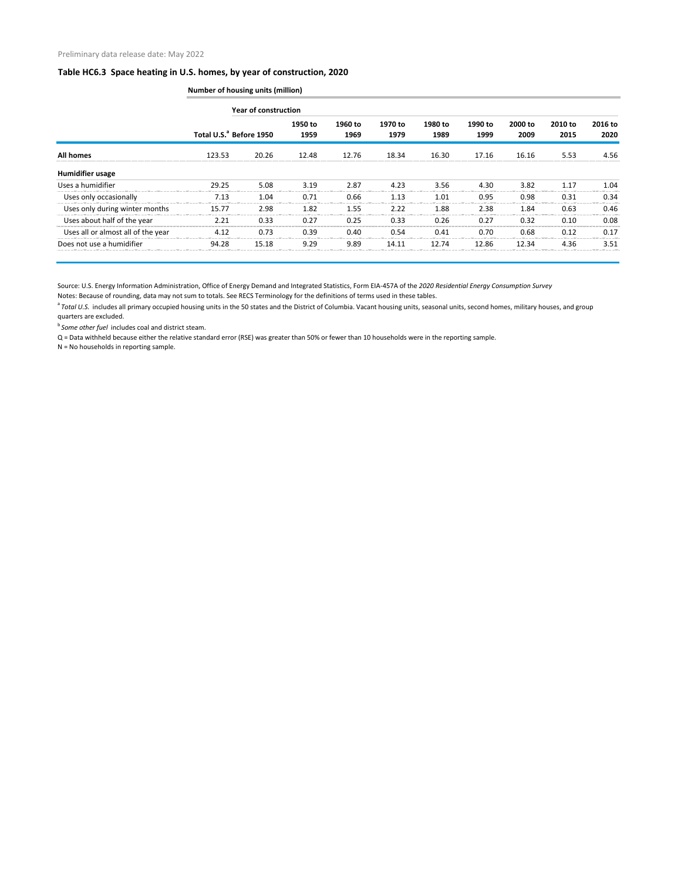Preliminary data release date: May 2022

### Table HC6.3 Space heating in U.S. homes, by year of construction, 2020

| | Number of housing units (million) | | | | | | | | | |
|---|---|---|---|---|---|---|---|---|---|---|
| | | Year of construction | | | | | | | | |
| | Total U.S.[a] | Before 1950 | 1950 to 1959 | 1960 to 1969 | 1970 to 1979 | 1980 to 1989 | 1990 to 1999 | 2000 to 2009 | 2010 to 2015 | 2016 to 2020 |
| **All homes** | 123.53 | 20.26 | 12.48 | 12.76 | 18.34 | 16.30 | 17.16 | 16.16 | 5.53 | 4.56 |
| **Humidifier usage** | | | | | | | | | | |
| Uses a humidifier | 29.25 | 5.08 | 3.19 | 2.87 | 4.23 | 3.56 | 4.30 | 3.82 | 1.17 | 1.04 |
| Uses only occasionally | 7.13 | 1.04 | 0.71 | 0.66 | 1.13 | 1.01 | 0.95 | 0.98 | 0.31 | 0.34 |
| Uses only during winter months | 15.77 | 2.98 | 1.82 | 1.55 | 2.22 | 1.88 | 2.38 | 1.84 | 0.63 | 0.46 |
| Uses about half of the year | 2.21 | 0.33 | 0.27 | 0.25 | 0.33 | 0.26 | 0.27 | 0.32 | 0.10 | 0.08 |
| Uses all or almost all of the year | 4.12 | 0.73 | 0.39 | 0.40 | 0.54 | 0.41 | 0.70 | 0.68 | 0.12 | 0.17 |
| Does not use a humidifier | 94.28 | 15.18 | 9.29 | 9.89 | 14.11 | 12.74 | 12.86 | 12.34 | 4.36 | 3.51 |

Source: U.S. Energy Information Administration, Office of Energy Demand and Integrated Statistics, Form EIA-457A of the *2020 Residential Energy Consumption Survey*

Notes: Because of rounding, data may not sum to totals. See RECS Terminology for the definitions of terms used in these tables.

[a] *Total U.S.* includes all primary occupied housing units in the 50 states and the District of Columbia. Vacant housing units, seasonal units, second homes, military houses, and group quarters are excluded.

[b] *Some other fuel* includes coal and district steam.

Q = Data withheld because either the relative standard error (RSE) was greater than 50% or fewer than 10 households were in the reporting sample.

N = No households in reporting sample.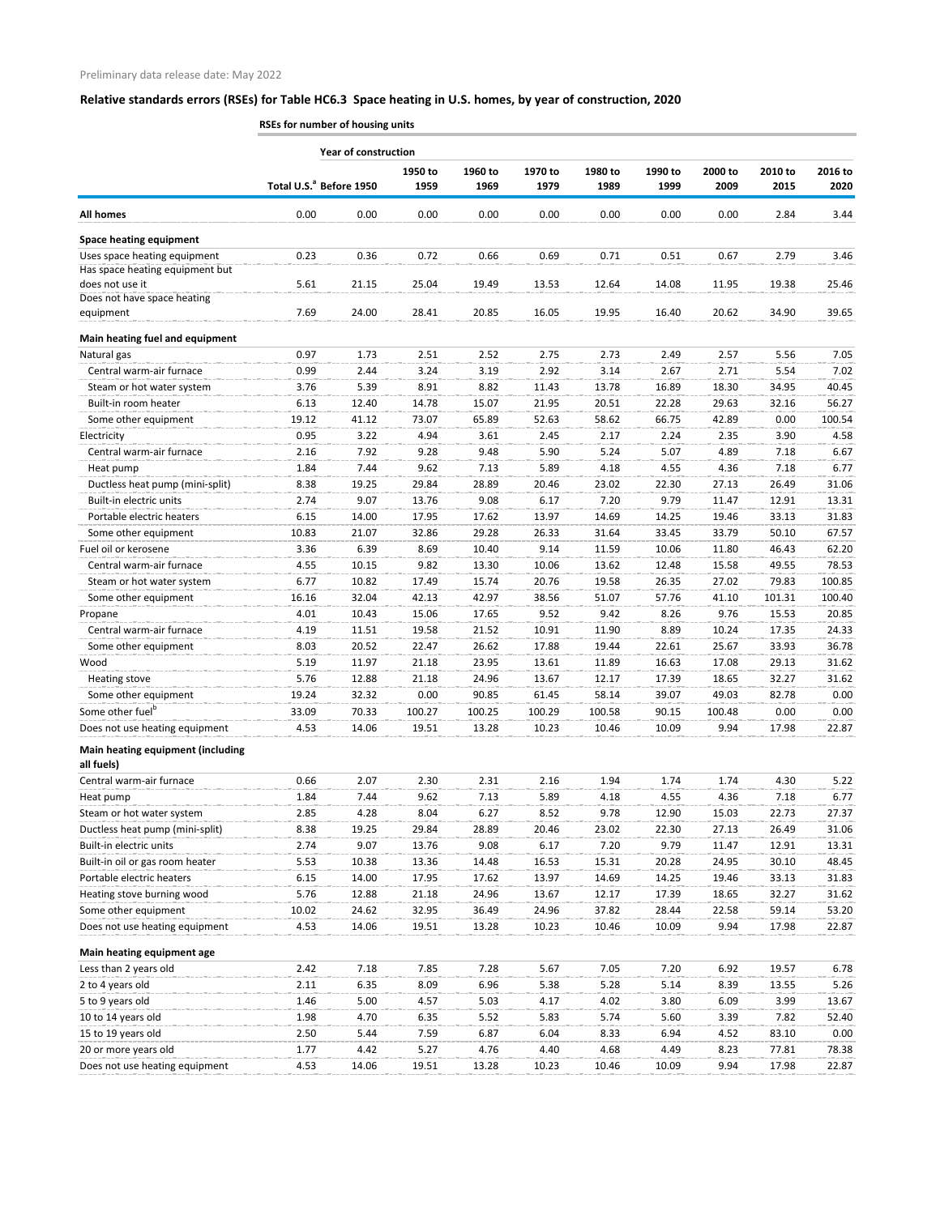Preliminary data release date: May 2022

## Relative standards errors (RSEs) for Table HC6.3 Space heating in U.S. homes, by year of construction, 2020

RSEs for number of housing units

| | Total U.S.[a] | Year of construction Before 1950 | 1950 to 1959 | 1960 to 1969 | 1970 to 1979 | 1980 to 1989 | 1990 to 1999 | 2000 to 2009 | 2010 to 2015 | 2016 to 2020 |
|---|---|---|---|---|---|---|---|---|---|---|
| **All homes** | 0.00 | 0.00 | 0.00 | 0.00 | 0.00 | 0.00 | 0.00 | 0.00 | 2.84 | 3.44 |
| **Space heating equipment** | | | | | | | | | | |
| Uses space heating equipment | 0.23 | 0.36 | 0.72 | 0.66 | 0.69 | 0.71 | 0.51 | 0.67 | 2.79 | 3.46 |
| Has space heating equipment but does not use it | 5.61 | 21.15 | 25.04 | 19.49 | 13.53 | 12.64 | 14.08 | 11.95 | 19.38 | 25.46 |
| Does not have space heating equipment | 7.69 | 24.00 | 28.41 | 20.85 | 16.05 | 19.95 | 16.40 | 20.62 | 34.90 | 39.65 |
| **Main heating fuel and equipment** | | | | | | | | | | |
| Natural gas | 0.97 | 1.73 | 2.51 | 2.52 | 2.75 | 2.73 | 2.49 | 2.57 | 5.56 | 7.05 |
| Central warm-air furnace | 0.99 | 2.44 | 3.24 | 3.19 | 2.92 | 3.14 | 2.67 | 2.71 | 5.54 | 7.02 |
| Steam or hot water system | 3.76 | 5.39 | 8.91 | 8.82 | 11.43 | 13.78 | 16.89 | 18.30 | 34.95 | 40.45 |
| Built-in room heater | 6.13 | 12.40 | 14.78 | 15.07 | 21.95 | 20.51 | 22.28 | 29.63 | 32.16 | 56.27 |
| Some other equipment | 19.12 | 41.12 | 73.07 | 65.89 | 52.63 | 58.62 | 66.75 | 42.89 | 0.00 | 100.54 |
| Electricity | 0.95 | 3.22 | 4.94 | 3.61 | 2.45 | 2.17 | 2.24 | 2.35 | 3.90 | 4.58 |
| Central warm-air furnace | 2.16 | 7.92 | 9.28 | 9.48 | 5.90 | 5.24 | 5.07 | 4.89 | 7.18 | 6.67 |
| Heat pump | 1.84 | 7.44 | 9.62 | 7.13 | 5.89 | 4.18 | 4.55 | 4.36 | 7.18 | 6.77 |
| Ductless heat pump (mini-split) | 8.38 | 19.25 | 29.84 | 28.89 | 20.46 | 23.02 | 22.30 | 27.13 | 26.49 | 31.06 |
| Built-in electric units | 2.74 | 9.07 | 13.76 | 9.08 | 6.17 | 7.20 | 9.79 | 11.47 | 12.91 | 13.31 |
| Portable electric heaters | 6.15 | 14.00 | 17.95 | 17.62 | 13.97 | 14.69 | 14.25 | 19.46 | 33.13 | 31.83 |
| Some other equipment | 10.83 | 21.07 | 32.86 | 29.28 | 26.33 | 31.64 | 33.45 | 33.79 | 50.10 | 67.57 |
| Fuel oil or kerosene | 3.36 | 6.39 | 8.69 | 10.40 | 9.14 | 11.59 | 10.06 | 11.80 | 46.43 | 62.20 |
| Central warm-air furnace | 4.55 | 10.15 | 9.82 | 13.30 | 10.06 | 13.62 | 12.48 | 15.58 | 49.55 | 78.53 |
| Steam or hot water system | 6.77 | 10.82 | 17.49 | 15.74 | 20.76 | 19.58 | 26.35 | 27.02 | 79.83 | 100.85 |
| Some other equipment | 16.16 | 32.04 | 42.13 | 42.97 | 38.56 | 51.07 | 57.76 | 41.10 | 101.31 | 100.40 |
| Propane | 4.01 | 10.43 | 15.06 | 17.65 | 9.52 | 9.42 | 8.26 | 9.76 | 15.53 | 20.85 |
| Central warm-air furnace | 4.19 | 11.51 | 19.58 | 21.52 | 10.91 | 11.90 | 8.89 | 10.24 | 17.35 | 24.33 |
| Some other equipment | 8.03 | 20.52 | 22.47 | 26.62 | 17.88 | 19.44 | 22.61 | 25.67 | 33.93 | 36.78 |
| Wood | 5.19 | 11.97 | 21.18 | 23.95 | 13.61 | 11.89 | 16.63 | 17.08 | 29.13 | 31.62 |
| Heating stove | 5.76 | 12.88 | 21.18 | 24.96 | 13.67 | 12.17 | 17.39 | 18.65 | 32.27 | 31.62 |
| Some other equipment | 19.24 | 32.32 | 0.00 | 90.85 | 61.45 | 58.14 | 39.07 | 49.03 | 82.78 | 0.00 |
| Some other fuel[b] | 33.09 | 70.33 | 100.27 | 100.25 | 100.29 | 100.58 | 90.15 | 100.48 | 0.00 | 0.00 |
| Does not use heating equipment | 4.53 | 14.06 | 19.51 | 13.28 | 10.23 | 10.46 | 10.09 | 9.94 | 17.98 | 22.87 |
| **Main heating equipment (including all fuels)** | | | | | | | | | | |
| Central warm-air furnace | 0.66 | 2.07 | 2.30 | 2.31 | 2.16 | 1.94 | 1.74 | 1.74 | 4.30 | 5.22 |
| Heat pump | 1.84 | 7.44 | 9.62 | 7.13 | 5.89 | 4.18 | 4.55 | 4.36 | 7.18 | 6.77 |
| Steam or hot water system | 2.85 | 4.28 | 8.04 | 6.27 | 8.52 | 9.78 | 12.90 | 15.03 | 22.73 | 27.37 |
| Ductless heat pump (mini-split) | 8.38 | 19.25 | 29.84 | 28.89 | 20.46 | 23.02 | 22.30 | 27.13 | 26.49 | 31.06 |
| Built-in electric units | 2.74 | 9.07 | 13.76 | 9.08 | 6.17 | 7.20 | 9.79 | 11.47 | 12.91 | 13.31 |
| Built-in oil or gas room heater | 5.53 | 10.38 | 13.36 | 14.48 | 16.53 | 15.31 | 20.28 | 24.95 | 30.10 | 48.45 |
| Portable electric heaters | 6.15 | 14.00 | 17.95 | 17.62 | 13.97 | 14.69 | 14.25 | 19.46 | 33.13 | 31.83 |
| Heating stove burning wood | 5.76 | 12.88 | 21.18 | 24.96 | 13.67 | 12.17 | 17.39 | 18.65 | 32.27 | 31.62 |
| Some other equipment | 10.02 | 24.62 | 32.95 | 36.49 | 24.96 | 37.82 | 28.44 | 22.58 | 59.14 | 53.20 |
| Does not use heating equipment | 4.53 | 14.06 | 19.51 | 13.28 | 10.23 | 10.46 | 10.09 | 9.94 | 17.98 | 22.87 |
| **Main heating equipment age** | | | | | | | | | | |
| Less than 2 years old | 2.42 | 7.18 | 7.85 | 7.28 | 5.67 | 7.05 | 7.20 | 6.92 | 19.57 | 6.78 |
| 2 to 4 years old | 2.11 | 6.35 | 8.09 | 6.96 | 5.38 | 5.28 | 5.14 | 8.39 | 13.55 | 5.26 |
| 5 to 9 years old | 1.46 | 5.00 | 4.57 | 5.03 | 4.17 | 4.02 | 3.80 | 6.09 | 3.99 | 13.67 |
| 10 to 14 years old | 1.98 | 4.70 | 6.35 | 5.52 | 5.83 | 5.74 | 5.60 | 3.39 | 7.82 | 52.40 |
| 15 to 19 years old | 2.50 | 5.44 | 7.59 | 6.87 | 6.04 | 8.33 | 6.94 | 4.52 | 83.10 | 0.00 |
| 20 or more years old | 1.77 | 4.42 | 5.27 | 4.76 | 4.40 | 4.68 | 4.49 | 8.23 | 77.81 | 78.38 |
| Does not use heating equipment | 4.53 | 14.06 | 19.51 | 13.28 | 10.23 | 10.46 | 10.09 | 9.94 | 17.98 | 22.87 |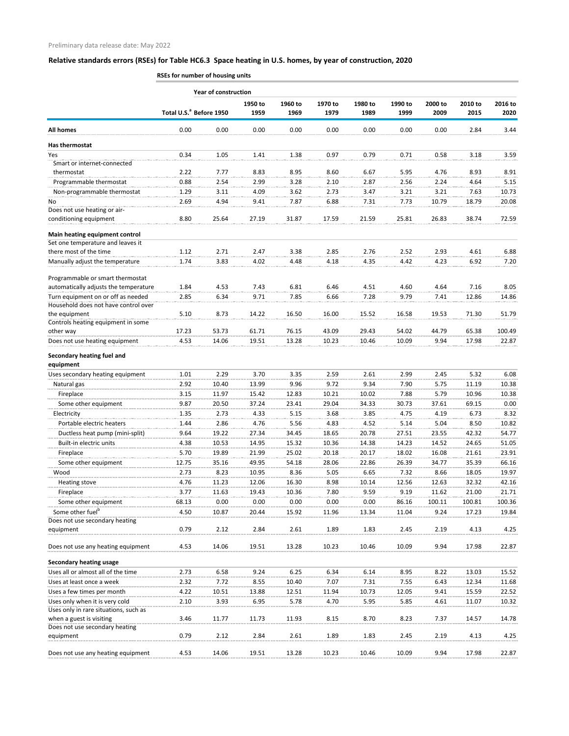Preliminary data release date: May 2022

## Relative standards errors (RSEs) for Table HC6.3 Space heating in U.S. homes, by year of construction, 2020

**RSEs for number of housing units**

| | Total U.S.[a] | Year of construction Before 1950 | 1950 to 1959 | 1960 to 1969 | 1970 to 1979 | 1980 to 1989 | 1990 to 1999 | 2000 to 2009 | 2010 to 2015 | 2016 to 2020 |
|---|---|---|---|---|---|---|---|---|---|---|
| **All homes** | 0.00 | 0.00 | 0.00 | 0.00 | 0.00 | 0.00 | 0.00 | 0.00 | 2.84 | 3.44 |
| **Has thermostat** | | | | | | | | | | |
| Yes | 0.34 | 1.05 | 1.41 | 1.38 | 0.97 | 0.79 | 0.71 | 0.58 | 3.18 | 3.59 |
| Smart or internet-connected thermostat | 2.22 | 7.77 | 8.83 | 8.95 | 8.60 | 6.67 | 5.95 | 4.76 | 8.93 | 8.91 |
| Programmable thermostat | 0.88 | 2.54 | 2.99 | 3.28 | 2.10 | 2.87 | 2.56 | 2.24 | 4.64 | 5.15 |
| Non-programmable thermostat | 1.29 | 3.11 | 4.09 | 3.62 | 2.73 | 3.47 | 3.21 | 3.21 | 7.63 | 10.73 |
| No | 2.69 | 4.94 | 9.41 | 7.87 | 6.88 | 7.31 | 7.73 | 10.79 | 18.79 | 20.08 |
| Does not use heating or air-conditioning equipment | 8.80 | 25.64 | 27.19 | 31.87 | 17.59 | 21.59 | 25.81 | 26.83 | 38.74 | 72.59 |
| **Main heating equipment control** | | | | | | | | | | |
| Set one temperature and leaves it there most of the time | 1.12 | 2.71 | 2.47 | 3.38 | 2.85 | 2.76 | 2.52 | 2.93 | 4.61 | 6.88 |
| Manually adjust the temperature | 1.74 | 3.83 | 4.02 | 4.48 | 4.18 | 4.35 | 4.42 | 4.23 | 6.92 | 7.20 |
| Programmable or smart thermostat automatically adjusts the temperature | 1.84 | 4.53 | 7.43 | 6.81 | 6.46 | 4.51 | 4.60 | 4.64 | 7.16 | 8.05 |
| Turn equipment on or off as needed | 2.85 | 6.34 | 9.71 | 7.85 | 6.66 | 7.28 | 9.79 | 7.41 | 12.86 | 14.86 |
| Household does not have control over the equipment | 5.10 | 8.73 | 14.22 | 16.50 | 16.00 | 15.52 | 16.58 | 19.53 | 71.30 | 51.79 |
| Controls heating equipment in some other way | 17.23 | 53.73 | 61.71 | 76.15 | 43.09 | 29.43 | 54.02 | 44.79 | 65.38 | 100.49 |
| Does not use heating equipment | 4.53 | 14.06 | 19.51 | 13.28 | 10.23 | 10.46 | 10.09 | 9.94 | 17.98 | 22.87 |
| **Secondary heating fuel and equipment** | | | | | | | | | | |
| Uses secondary heating equipment | 1.01 | 2.29 | 3.70 | 3.35 | 2.59 | 2.61 | 2.99 | 2.45 | 5.32 | 6.08 |
| Natural gas | 2.92 | 10.40 | 13.99 | 9.96 | 9.72 | 9.34 | 7.90 | 5.75 | 11.19 | 10.38 |
| Fireplace | 3.15 | 11.97 | 15.42 | 12.83 | 10.21 | 10.02 | 7.88 | 5.79 | 10.96 | 10.38 |
| Some other equipment | 9.87 | 20.50 | 37.24 | 23.41 | 29.04 | 34.33 | 30.73 | 37.61 | 69.15 | 0.00 |
| Electricity | 1.35 | 2.73 | 4.33 | 5.15 | 3.68 | 3.85 | 4.75 | 4.19 | 6.73 | 8.32 |
| Portable electric heaters | 1.44 | 2.86 | 4.76 | 5.56 | 4.83 | 4.52 | 5.14 | 5.04 | 8.50 | 10.82 |
| Ductless heat pump (mini-split) | 9.64 | 19.22 | 27.34 | 34.45 | 18.65 | 20.78 | 27.51 | 23.55 | 42.32 | 54.77 |
| Built-in electric units | 4.38 | 10.53 | 14.95 | 15.32 | 10.36 | 14.38 | 14.23 | 14.52 | 24.65 | 51.05 |
| Fireplace | 5.70 | 19.89 | 21.99 | 25.02 | 20.18 | 20.17 | 18.02 | 16.08 | 21.61 | 23.91 |
| Some other equipment | 12.75 | 35.16 | 49.95 | 54.18 | 28.06 | 22.86 | 26.39 | 34.77 | 35.39 | 66.16 |
| Wood | 2.73 | 8.23 | 10.95 | 8.36 | 5.05 | 6.65 | 7.32 | 8.66 | 18.05 | 19.97 |
| Heating stove | 4.76 | 11.23 | 12.06 | 16.30 | 8.98 | 10.14 | 12.56 | 12.63 | 32.32 | 42.16 |
| Fireplace | 3.77 | 11.63 | 19.43 | 10.36 | 7.80 | 9.59 | 9.19 | 11.62 | 21.00 | 21.71 |
| Some other equipment | 68.13 | 0.00 | 0.00 | 0.00 | 0.00 | 0.00 | 86.16 | 100.11 | 100.81 | 100.36 |
| Some other fuel[b] | 4.50 | 10.87 | 20.44 | 15.92 | 11.96 | 13.34 | 11.04 | 9.24 | 17.23 | 19.84 |
| Does not use secondary heating equipment | 0.79 | 2.12 | 2.84 | 2.61 | 1.89 | 1.83 | 2.45 | 2.19 | 4.13 | 4.25 |
| Does not use any heating equipment | 4.53 | 14.06 | 19.51 | 13.28 | 10.23 | 10.46 | 10.09 | 9.94 | 17.98 | 22.87 |
| **Secondary heating usage** | | | | | | | | | | |
| Uses all or almost all of the time | 2.73 | 6.58 | 9.24 | 6.25 | 6.34 | 6.14 | 8.95 | 8.22 | 13.03 | 15.52 |
| Uses at least once a week | 2.32 | 7.72 | 8.55 | 10.40 | 7.07 | 7.31 | 7.55 | 6.43 | 12.34 | 11.68 |
| Uses a few times per month | 4.22 | 10.51 | 13.88 | 12.51 | 11.94 | 10.73 | 12.05 | 9.41 | 15.59 | 22.52 |
| Uses only when it is very cold | 2.10 | 3.93 | 6.95 | 5.78 | 4.70 | 5.95 | 5.85 | 4.61 | 11.07 | 10.32 |
| Uses only in rare situations, such as when a guest is visiting | 3.46 | 11.77 | 11.73 | 11.93 | 8.15 | 8.70 | 8.23 | 7.37 | 14.57 | 14.78 |
| Does not use secondary heating equipment | 0.79 | 2.12 | 2.84 | 2.61 | 1.89 | 1.83 | 2.45 | 2.19 | 4.13 | 4.25 |
| Does not use any heating equipment | 4.53 | 14.06 | 19.51 | 13.28 | 10.23 | 10.46 | 10.09 | 9.94 | 17.98 | 22.87 |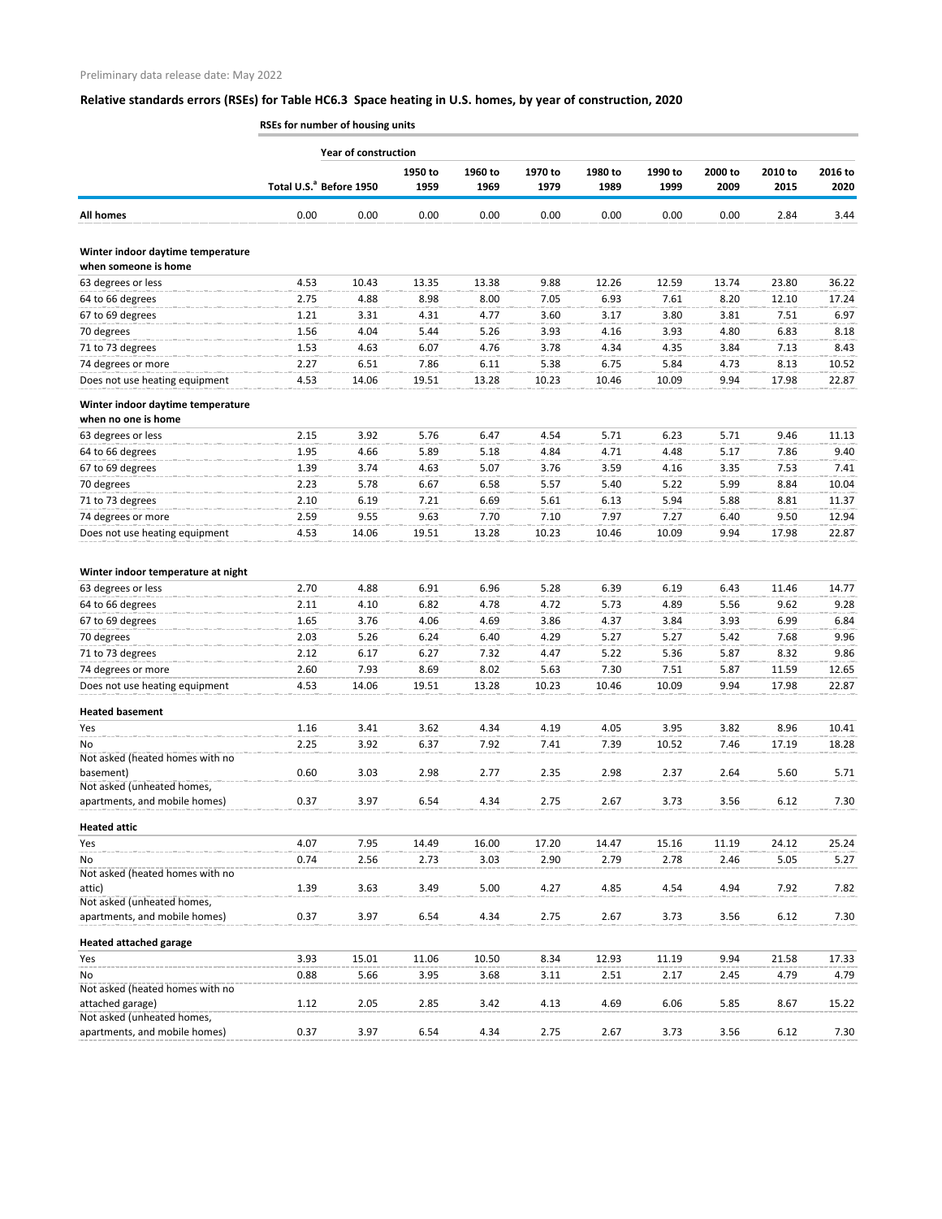Preliminary data release date: May 2022

## Relative standards errors (RSEs) for Table HC6.3 Space heating in U.S. homes, by year of construction, 2020

**RSEs for number of housing units**

| | Total U.S.[a] | Year of construction Before 1950 | 1950 to 1959 | 1960 to 1969 | 1970 to 1979 | 1980 to 1989 | 1990 to 1999 | 2000 to 2009 | 2010 to 2015 | 2016 to 2020 |
|---|---|---|---|---|---|---|---|---|---|---|
| **All homes** | 0.00 | 0.00 | 0.00 | 0.00 | 0.00 | 0.00 | 0.00 | 0.00 | 2.84 | 3.44 |
| **Winter indoor daytime temperature when someone is home** | | | | | | | | | | |
| 63 degrees or less | 4.53 | 10.43 | 13.35 | 13.38 | 9.88 | 12.26 | 12.59 | 13.74 | 23.80 | 36.22 |
| 64 to 66 degrees | 2.75 | 4.88 | 8.98 | 8.00 | 7.05 | 6.93 | 7.61 | 8.20 | 12.10 | 17.24 |
| 67 to 69 degrees | 1.21 | 3.31 | 4.31 | 4.77 | 3.60 | 3.17 | 3.80 | 3.81 | 7.51 | 6.97 |
| 70 degrees | 1.56 | 4.04 | 5.44 | 5.26 | 3.93 | 4.16 | 3.93 | 4.80 | 6.83 | 8.18 |
| 71 to 73 degrees | 1.53 | 4.63 | 6.07 | 4.76 | 3.78 | 4.34 | 4.35 | 3.84 | 7.13 | 8.43 |
| 74 degrees or more | 2.27 | 6.51 | 7.86 | 6.11 | 5.38 | 6.75 | 5.84 | 4.73 | 8.13 | 10.52 |
| Does not use heating equipment | 4.53 | 14.06 | 19.51 | 13.28 | 10.23 | 10.46 | 10.09 | 9.94 | 17.98 | 22.87 |
| **Winter indoor daytime temperature when no one is home** | | | | | | | | | | |
| 63 degrees or less | 2.15 | 3.92 | 5.76 | 6.47 | 4.54 | 5.71 | 6.23 | 5.71 | 9.46 | 11.13 |
| 64 to 66 degrees | 1.95 | 4.66 | 5.89 | 5.18 | 4.84 | 4.71 | 4.48 | 5.17 | 7.86 | 9.40 |
| 67 to 69 degrees | 1.39 | 3.74 | 4.63 | 5.07 | 3.76 | 3.59 | 4.16 | 3.35 | 7.53 | 7.41 |
| 70 degrees | 2.23 | 5.78 | 6.67 | 6.58 | 5.57 | 5.40 | 5.22 | 5.99 | 8.84 | 10.04 |
| 71 to 73 degrees | 2.10 | 6.19 | 7.21 | 6.69 | 5.61 | 6.13 | 5.94 | 5.88 | 8.81 | 11.37 |
| 74 degrees or more | 2.59 | 9.55 | 9.63 | 7.70 | 7.10 | 7.97 | 7.27 | 6.40 | 9.50 | 12.94 |
| Does not use heating equipment | 4.53 | 14.06 | 19.51 | 13.28 | 10.23 | 10.46 | 10.09 | 9.94 | 17.98 | 22.87 |
| **Winter indoor temperature at night** | | | | | | | | | | |
| 63 degrees or less | 2.70 | 4.88 | 6.91 | 6.96 | 5.28 | 6.39 | 6.19 | 6.43 | 11.46 | 14.77 |
| 64 to 66 degrees | 2.11 | 4.10 | 6.82 | 4.78 | 4.72 | 5.73 | 4.89 | 5.56 | 9.62 | 9.28 |
| 67 to 69 degrees | 1.65 | 3.76 | 4.06 | 4.69 | 3.86 | 4.37 | 3.84 | 3.93 | 6.99 | 6.84 |
| 70 degrees | 2.03 | 5.26 | 6.24 | 6.40 | 4.29 | 5.27 | 5.27 | 5.42 | 7.68 | 9.96 |
| 71 to 73 degrees | 2.12 | 6.17 | 6.27 | 7.32 | 4.47 | 5.22 | 5.36 | 5.87 | 8.32 | 9.86 |
| 74 degrees or more | 2.60 | 7.93 | 8.69 | 8.02 | 5.63 | 7.30 | 7.51 | 5.87 | 11.59 | 12.65 |
| Does not use heating equipment | 4.53 | 14.06 | 19.51 | 13.28 | 10.23 | 10.46 | 10.09 | 9.94 | 17.98 | 22.87 |
| **Heated basement** | | | | | | | | | | |
| Yes | 1.16 | 3.41 | 3.62 | 4.34 | 4.19 | 4.05 | 3.95 | 3.82 | 8.96 | 10.41 |
| No | 2.25 | 3.92 | 6.37 | 7.92 | 7.41 | 7.39 | 10.52 | 7.46 | 17.19 | 18.28 |
| Not asked (heated homes with no basement) | 0.60 | 3.03 | 2.98 | 2.77 | 2.35 | 2.98 | 2.37 | 2.64 | 5.60 | 5.71 |
| Not asked (unheated homes, apartments, and mobile homes) | 0.37 | 3.97 | 6.54 | 4.34 | 2.75 | 2.67 | 3.73 | 3.56 | 6.12 | 7.30 |
| **Heated attic** | | | | | | | | | | |
| Yes | 4.07 | 7.95 | 14.49 | 16.00 | 17.20 | 14.47 | 15.16 | 11.19 | 24.12 | 25.24 |
| No | 0.74 | 2.56 | 2.73 | 3.03 | 2.90 | 2.79 | 2.78 | 2.46 | 5.05 | 5.27 |
| Not asked (heated homes with no attic) | 1.39 | 3.63 | 3.49 | 5.00 | 4.27 | 4.85 | 4.54 | 4.94 | 7.92 | 7.82 |
| Not asked (unheated homes, apartments, and mobile homes) | 0.37 | 3.97 | 6.54 | 4.34 | 2.75 | 2.67 | 3.73 | 3.56 | 6.12 | 7.30 |
| **Heated attached garage** | | | | | | | | | | |
| Yes | 3.93 | 15.01 | 11.06 | 10.50 | 8.34 | 12.93 | 11.19 | 9.94 | 21.58 | 17.33 |
| No | 0.88 | 5.66 | 3.95 | 3.68 | 3.11 | 2.51 | 2.17 | 2.45 | 4.79 | 4.79 |
| Not asked (heated homes with no attached garage) | 1.12 | 2.05 | 2.85 | 3.42 | 4.13 | 4.69 | 6.06 | 5.85 | 8.67 | 15.22 |
| Not asked (unheated homes, apartments, and mobile homes) | 0.37 | 3.97 | 6.54 | 4.34 | 2.75 | 2.67 | 3.73 | 3.56 | 6.12 | 7.30 |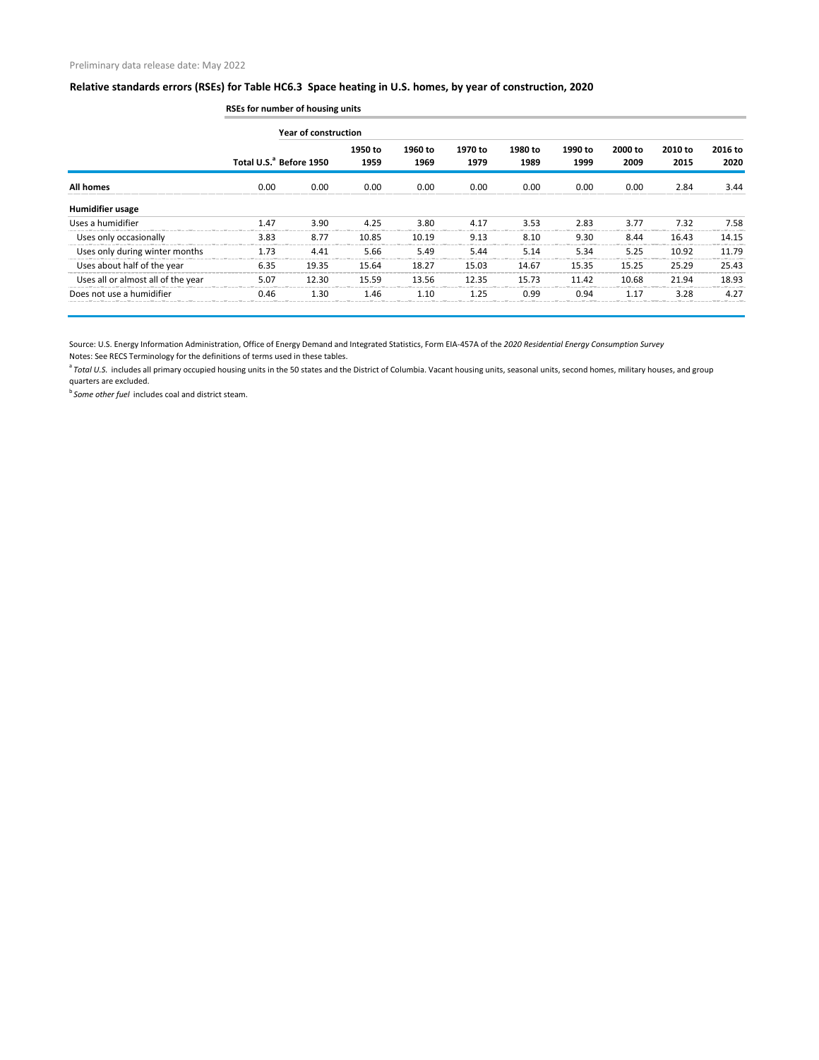Preliminary data release date: May 2022

## Relative standards errors (RSEs) for Table HC6.3 Space heating in U.S. homes, by year of construction, 2020

| | RSEs for number of housing units | | | | | | | | | |
|---|---|---|---|---|---|---|---|---|---|---|
| | | Year of construction | | | | | | | | |
| | Total U.S.[a] | Before 1950 | 1950 to 1959 | 1960 to 1969 | 1970 to 1979 | 1980 to 1989 | 1990 to 1999 | 2000 to 2009 | 2010 to 2015 | 2016 to 2020 |
| **All homes** | 0.00 | 0.00 | 0.00 | 0.00 | 0.00 | 0.00 | 0.00 | 0.00 | 2.84 | 3.44 |
| **Humidifier usage** | | | | | | | | | | |
| Uses a humidifier | 1.47 | 3.90 | 4.25 | 3.80 | 4.17 | 3.53 | 2.83 | 3.77 | 7.32 | 7.58 |
| Uses only occasionally | 3.83 | 8.77 | 10.85 | 10.19 | 9.13 | 8.10 | 9.30 | 8.44 | 16.43 | 14.15 |
| Uses only during winter months | 1.73 | 4.41 | 5.66 | 5.49 | 5.44 | 5.14 | 5.34 | 5.25 | 10.92 | 11.79 |
| Uses about half of the year | 6.35 | 19.35 | 15.64 | 18.27 | 15.03 | 14.67 | 15.35 | 15.25 | 25.29 | 25.43 |
| Uses all or almost all of the year | 5.07 | 12.30 | 15.59 | 13.56 | 12.35 | 15.73 | 11.42 | 10.68 | 21.94 | 18.93 |
| Does not use a humidifier | 0.46 | 1.30 | 1.46 | 1.10 | 1.25 | 0.99 | 0.94 | 1.17 | 3.28 | 4.27 |

Source: U.S. Energy Information Administration, Office of Energy Demand and Integrated Statistics, Form EIA-457A of the *2020 Residential Energy Consumption Survey*

Notes: See RECS Terminology for the definitions of terms used in these tables.

[a] *Total U.S.* includes all primary occupied housing units in the 50 states and the District of Columbia. Vacant housing units, seasonal units, second homes, military houses, and group quarters are excluded.

[b] *Some other fuel* includes coal and district steam.